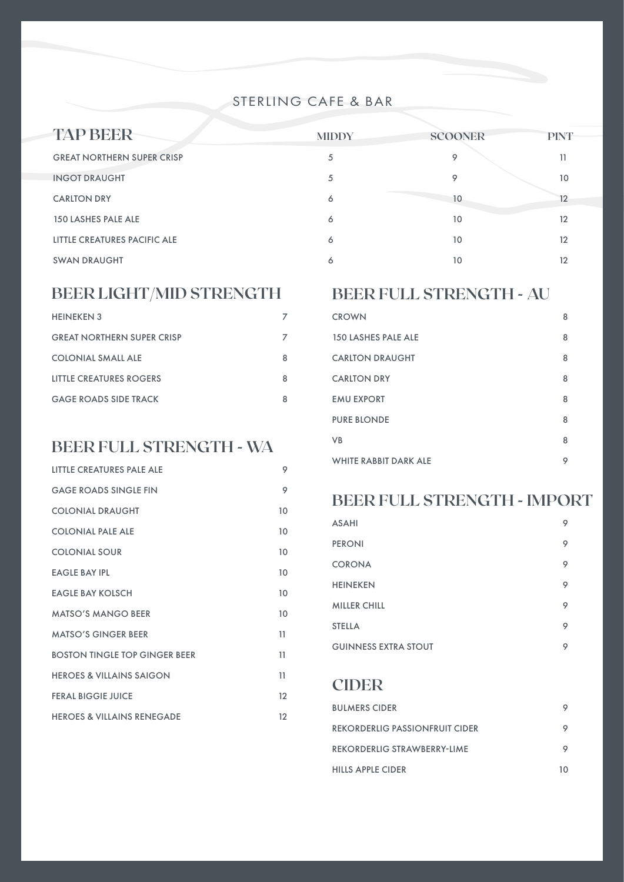# STERLING CAFE & BAR

## TAP BEER

| TAP BEER | MIDDY | SCOONER | PINT |
| --- | --- | --- | --- |
| GREAT NORTHERN SUPER CRISP | 5 | 9 | 11 |
| INGOT DRAUGHT | 5 | 9 | 10 |
| CARLTON DRY | 6 | 10 | 12 |
| 150 LASHES PALE ALE | 6 | 10 | 12 |
| LITTLE CREATURES PACIFIC ALE | 6 | 10 | 12 |
| SWAN DRAUGHT | 6 | 10 | 12 |

## BEER LIGHT/MID STRENGTH

| | |
| --- | --- |
| HEINEKEN 3 | 7 |
| GREAT NORTHERN SUPER CRISP | 7 |
| COLONIAL SMALL ALE | 8 |
| LITTLE CREATURES ROGERS | 8 |
| GAGE ROADS SIDE TRACK | 8 |

## BEER FULL STRENGTH - WA

| | |
| --- | --- |
| LITTLE CREATURES PALE ALE | 9 |
| GAGE ROADS SINGLE FIN | 9 |
| COLONIAL DRAUGHT | 10 |
| COLONIAL PALE ALE | 10 |
| COLONIAL SOUR | 10 |
| EAGLE BAY IPL | 10 |
| EAGLE BAY KOLSCH | 10 |
| MATSO'S MANGO BEER | 10 |
| MATSO'S GINGER BEER | 11 |
| BOSTON TINGLE TOP GINGER BEER | 11 |
| HEROES & VILLAINS SAIGON | 11 |
| FERAL BIGGIE JUICE | 12 |
| HEROES & VILLAINS RENEGADE | 12 |

## BEER FULL STRENGTH - AU

| | |
| --- | --- |
| CROWN | 8 |
| 150 LASHES PALE ALE | 8 |
| CARLTON DRAUGHT | 8 |
| CARLTON DRY | 8 |
| EMU EXPORT | 8 |
| PURE BLONDE | 8 |
| VB | 8 |
| WHITE RABBIT DARK ALE | 9 |

## BEER FULL STRENGTH - IMPORT

| | |
| --- | --- |
| ASAHI | 9 |
| PERONI | 9 |
| CORONA | 9 |
| HEINEKEN | 9 |
| MILLER CHILL | 9 |
| STELLA | 9 |
| GUINNESS EXTRA STOUT | 9 |

## CIDER

| | |
| --- | --- |
| BULMERS CIDER | 9 |
| REKORDERLIG PASSIONFRUIT CIDER | 9 |
| REKORDERLIG STRAWBERRY-LIME | 9 |
| HILLS APPLE CIDER | 10 |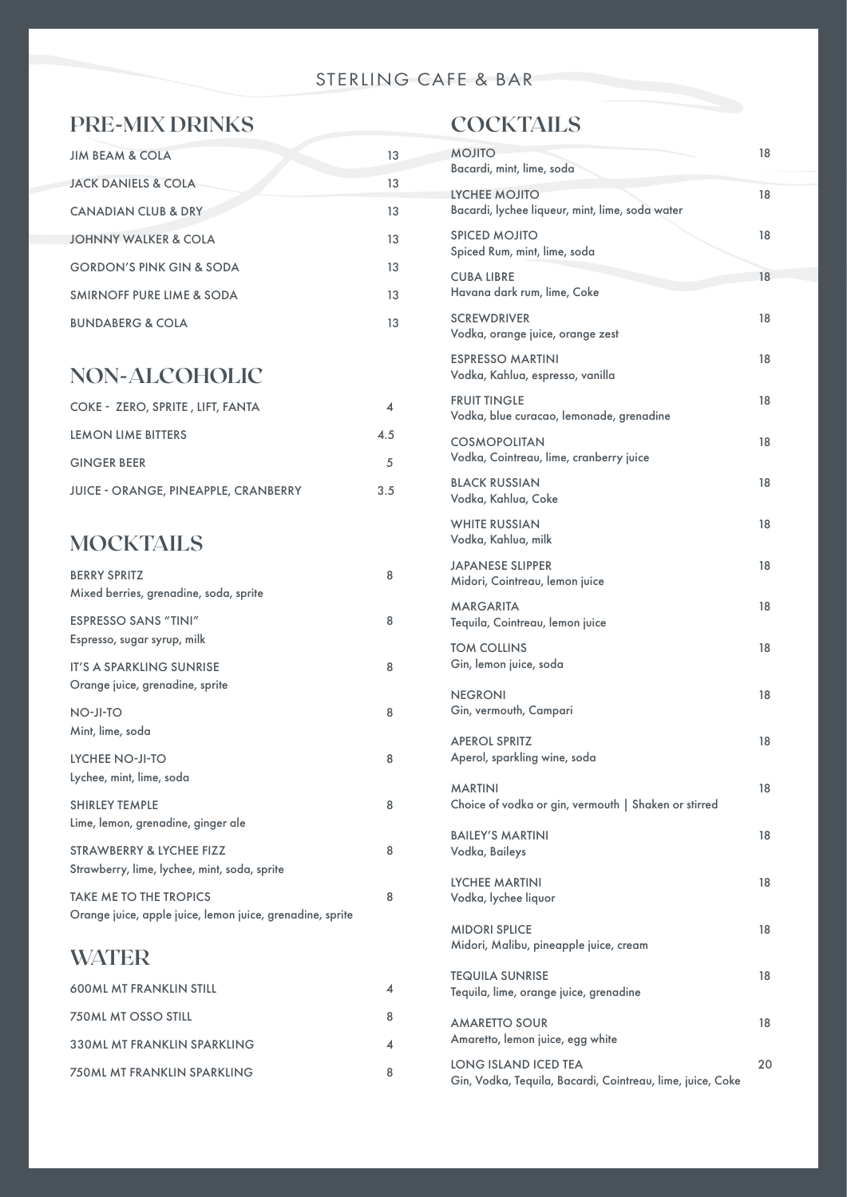# STERLING CAFE & BAR

## PRE-MIX DRINKS

| | |
|---|---|
| JIM BEAM & COLA | 13 |
| JACK DANIELS & COLA | 13 |
| CANADIAN CLUB & DRY | 13 |
| JOHNNY WALKER & COLA | 13 |
| GORDON'S PINK GIN & SODA | 13 |
| SMIRNOFF PURE LIME & SODA | 13 |
| BUNDABERG & COLA | 13 |

## NON-ALCOHOLIC

| | |
|---|---|
| COKE - ZERO, SPRITE , LIFT, FANTA | 4 |
| LEMON LIME BITTERS | 4.5 |
| GINGER BEER | 5 |
| JUICE - ORANGE, PINEAPPLE, CRANBERRY | 3.5 |

## MOCKTAILS

| | |
|---|---|
| BERRY SPRITZ<br>Mixed berries, grenadine, soda, sprite | 8 |
| ESPRESSO SANS "TINI"<br>Espresso, sugar syrup, milk | 8 |
| IT'S A SPARKLING SUNRISE<br>Orange juice, grenadine, sprite | 8 |
| NO-JI-TO<br>Mint, lime, soda | 8 |
| LYCHEE NO-JI-TO<br>Lychee, mint, lime, soda | 8 |
| SHIRLEY TEMPLE<br>Lime, lemon, grenadine, ginger ale | 8 |
| STRAWBERRY & LYCHEE FIZZ<br>Strawberry, lime, lychee, mint, soda, sprite | 8 |
| TAKE ME TO THE TROPICS<br>Orange juice, apple juice, lemon juice, grenadine, sprite | 8 |

## WATER

| | |
|---|---|
| 600ML MT FRANKLIN STILL | 4 |
| 750ML MT OSSO STILL | 8 |
| 330ML MT FRANKLIN SPARKLING | 4 |
| 750ML MT FRANKLIN SPARKLING | 8 |

## COCKTAILS

| | |
|---|---|
| MOJITO<br>Bacardi, mint, lime, soda | 18 |
| LYCHEE MOJITO<br>Bacardi, lychee liqueur, mint, lime, soda water | 18 |
| SPICED MOJITO<br>Spiced Rum, mint, lime, soda | 18 |
| CUBA LIBRE<br>Havana dark rum, lime, Coke | 18 |
| SCREWDRIVER<br>Vodka, orange juice, orange zest | 18 |
| ESPRESSO MARTINI<br>Vodka, Kahlua, espresso, vanilla | 18 |
| FRUIT TINGLE<br>Vodka, blue curacao, lemonade, grenadine | 18 |
| COSMOPOLITAN<br>Vodka, Cointreau, lime, cranberry juice | 18 |
| BLACK RUSSIAN<br>Vodka, Kahlua, Coke | 18 |
| WHITE RUSSIAN<br>Vodka, Kahlua, milk | 18 |
| JAPANESE SLIPPER<br>Midori, Cointreau, lemon juice | 18 |
| MARGARITA<br>Tequila, Cointreau, lemon juice | 18 |
| TOM COLLINS<br>Gin, lemon juice, soda | 18 |
| NEGRONI<br>Gin, vermouth, Campari | 18 |
| APEROL SPRITZ<br>Aperol, sparkling wine, soda | 18 |
| MARTINI<br>Choice of vodka or gin, vermouth \| Shaken or stirred | 18 |
| BAILEY'S MARTINI<br>Vodka, Baileys | 18 |
| LYCHEE MARTINI<br>Vodka, lychee liquor | 18 |
| MIDORI SPLICE<br>Midori, Malibu, pineapple juice, cream | 18 |
| TEQUILA SUNRISE<br>Tequila, lime, orange juice, grenadine | 18 |
| AMARETTO SOUR<br>Amaretto, lemon juice, egg white | 18 |
| LONG ISLAND ICED TEA<br>Gin, Vodka, Tequila, Bacardi, Cointreau, lime, juice, Coke | 20 |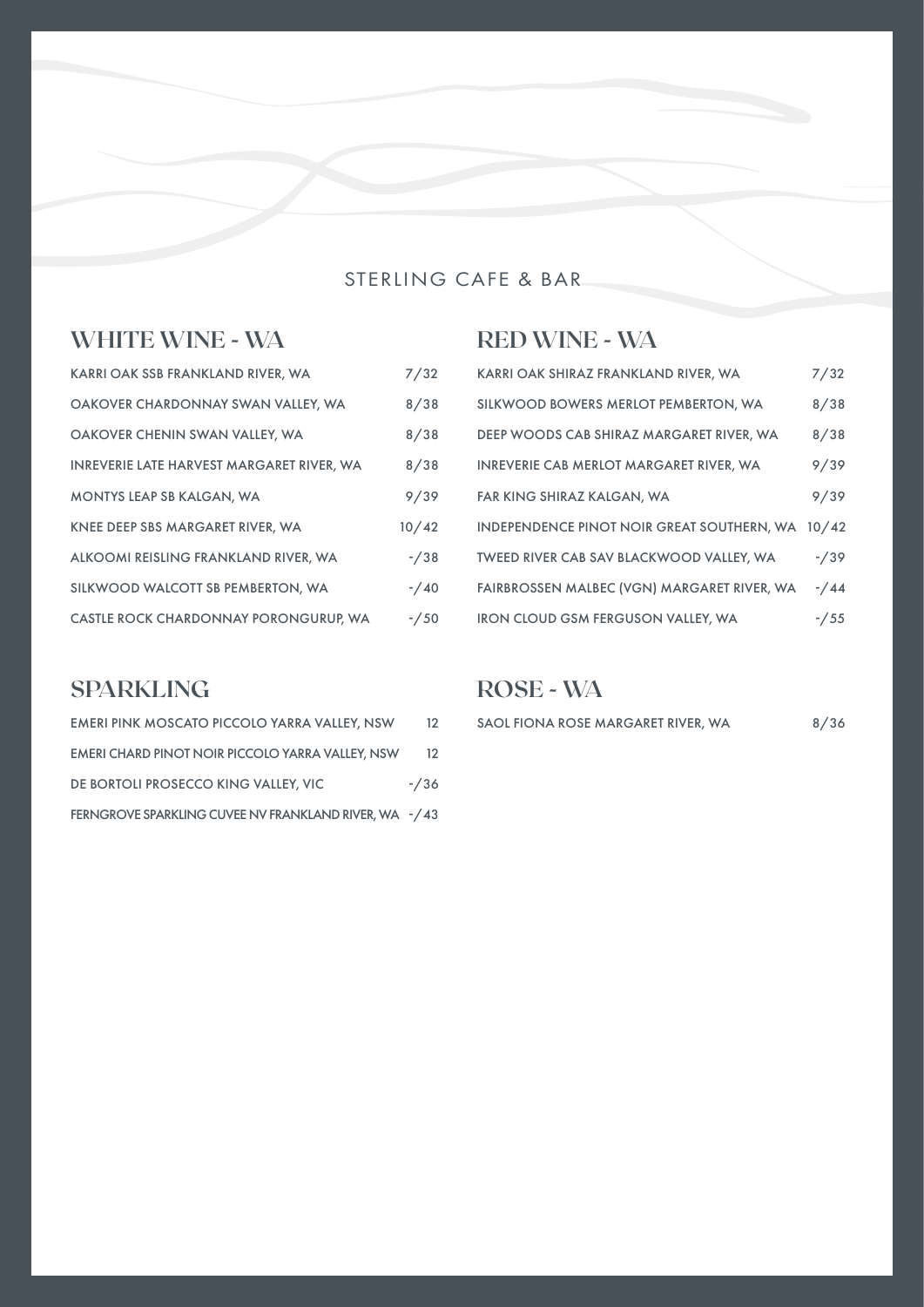STERLING CAFE & BAR

## WHITE WINE - WA

| | |
|---|---|
| KARRI OAK SSB FRANKLAND RIVER, WA | 7/32 |
| OAKOVER CHARDONNAY SWAN VALLEY, WA | 8/38 |
| OAKOVER CHENIN SWAN VALLEY, WA | 8/38 |
| INREVERIE LATE HARVEST MARGARET RIVER, WA | 8/38 |
| MONTYS LEAP SB KALGAN, WA | 9/39 |
| KNEE DEEP SBS MARGARET RIVER, WA | 10/42 |
| ALKOOMI REISLING FRANKLAND RIVER, WA | -/38 |
| SILKWOOD WALCOTT SB PEMBERTON, WA | -/40 |
| CASTLE ROCK CHARDONNAY PORONGURUP, WA | -/50 |

## RED WINE - WA

| | |
|---|---|
| KARRI OAK SHIRAZ FRANKLAND RIVER, WA | 7/32 |
| SILKWOOD BOWERS MERLOT PEMBERTON, WA | 8/38 |
| DEEP WOODS CAB SHIRAZ MARGARET RIVER, WA | 8/38 |
| INREVERIE CAB MERLOT MARGARET RIVER, WA | 9/39 |
| FAR KING SHIRAZ KALGAN, WA | 9/39 |
| INDEPENDENCE PINOT NOIR GREAT SOUTHERN, WA | 10/42 |
| TWEED RIVER CAB SAV BLACKWOOD VALLEY, WA | -/39 |
| FAIRBROSSEN MALBEC (VGN) MARGARET RIVER, WA | -/44 |
| IRON CLOUD GSM FERGUSON VALLEY, WA | -/55 |

## SPARKLING

| | |
|---|---|
| EMERI PINK MOSCATO PICCOLO YARRA VALLEY, NSW | 12 |
| EMERI CHARD PINOT NOIR PICCOLO YARRA VALLEY, NSW | 12 |
| DE BORTOLI PROSECCO KING VALLEY, VIC | -/36 |
| FERNGROVE SPARKLING CUVEE NV FRANKLAND RIVER, WA | -/43 |

## ROSE - WA

| | |
|---|---|
| SAOL FIONA ROSE MARGARET RIVER, WA | 8/36 |